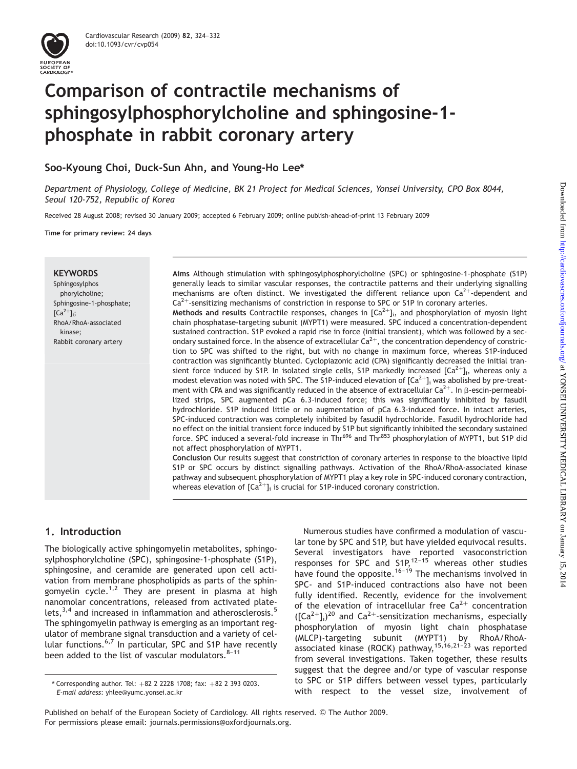# Comparison of contractile mechanisms of sphingosylphosphorylcholine and sphingosine-1-phosphate in rabbit coronary artery

**Soo-Kyoung Choi, Duck-Sun Ahn, and Young-Ho Lee***

*Department of Physiology, College of Medicine, BK 21 Project for Medical Sciences, Yonsei University, CPO Box 8044, Seoul 120-752, Republic of Korea*

Received 28 August 2008; revised 30 January 2009; accepted 6 February 2009; online publish-ahead-of-print 13 February 2009

**Time for primary review: 24 days**

**KEYWORDS**

Sphingosylphosphorylcholine;
Sphingosine-1-phosphate;
$[Ca^{2+}]_i$;
RhoA/RhoA-associated kinase;
Rabbit coronary artery

**Aims** Although stimulation with sphingosylphosphorylcholine (SPC) or sphingosine-1-phosphate (S1P) generally leads to similar vascular responses, the contractile patterns and their underlying signalling mechanisms are often distinct. We investigated the different reliance upon $Ca^{2+}$-dependent and $Ca^{2+}$-sensitizing mechanisms of constriction in response to SPC or S1P in coronary arteries.

**Methods and results** Contractile responses, changes in $[Ca^{2+}]_i$, and phosphorylation of myosin light chain phosphatase-targeting subunit (MYPT1) were measured. SPC induced a concentration-dependent sustained contraction. S1P evoked a rapid rise in force (initial transient), which was followed by a secondary sustained force. In the absence of extracellular $Ca^{2+}$, the concentration dependency of constriction to SPC was shifted to the right, but with no change in maximum force, whereas S1P-induced contraction was significantly blunted. Cyclopiazonic acid (CPA) significantly decreased the initial transient force induced by S1P. In isolated single cells, S1P markedly increased $[Ca^{2+}]_i$, whereas only a modest elevation was noted with SPC. The S1P-induced elevation of $[Ca^{2+}]_i$ was abolished by pre-treatment with CPA and was significantly reduced in the absence of extracellular $Ca^{2+}$. In β-escin-permeabilized strips, SPC augmented pCa 6.3-induced force; this was significantly inhibited by fasudil hydrochloride. S1P induced little or no augmentation of pCa 6.3-induced force. In intact arteries, SPC-induced contraction was completely inhibited by fasudil hydrochloride. Fasudil hydrochloride had no effect on the initial transient force induced by S1P but significantly inhibited the secondary sustained force. SPC induced a several-fold increase in $Thr^{696}$ and $Thr^{853}$ phosphorylation of MYPT1, but S1P did not affect phosphorylation of MYPT1.

**Conclusion** Our results suggest that constriction of coronary arteries in response to the bioactive lipid S1P or SPC occurs by distinct signalling pathways. Activation of the RhoA/RhoA-associated kinase pathway and subsequent phosphorylation of MYPT1 play a key role in SPC-induced coronary contraction, whereas elevation of $[Ca^{2+}]_i$ is crucial for S1P-induced coronary constriction.

## 1. Introduction

The biologically active sphingomyelin metabolites, sphingosylphosphorylcholine (SPC), sphingosine-1-phosphate (S1P), sphingosine, and ceramide are generated upon cell activation from membrane phospholipids as parts of the sphingomyelin cycle.[1,2] They are present in plasma at high nanomolar concentrations, released from activated platelets,[3,4] and increased in inflammation and atherosclerosis.[5] The sphingomyelin pathway is emerging as an important regulator of membrane signal transduction and a variety of cellular functions.[6,7] In particular, SPC and S1P have recently been added to the list of vascular modulators.[8–11]

Numerous studies have confirmed a modulation of vascular tone by SPC and S1P, but have yielded equivocal results. Several investigators have reported vasoconstriction responses for SPC and S1P,[12–15] whereas other studies have found the opposite.[16–19] The mechanisms involved in SPC- and S1P-induced contractions also have not been fully identified. Recently, evidence for the involvement of the elevation of intracellular free $Ca^{2+}$ concentration ($[Ca^{2+}]_i$)[20] and $Ca^{2+}$-sensitization mechanisms, especially phosphorylation of myosin light chain phosphatase (MLCP)-targeting subunit (MYPT1) by RhoA/RhoA-associated kinase (ROCK) pathway,[15,16,21–23] was reported from several investigations. Taken together, these results suggest that the degree and/or type of vascular response to SPC or S1P differs between vessel types, particularly with respect to the vessel size, involvement of

\* Corresponding author. Tel: +82 2 2228 1708; fax: +82 2 393 0203.
*E-mail address*: yhlee@yumc.yonsei.ac.kr

Published on behalf of the European Society of Cardiology. All rights reserved. © The Author 2009.
For permissions please email: journals.permissions@oxfordjournals.org.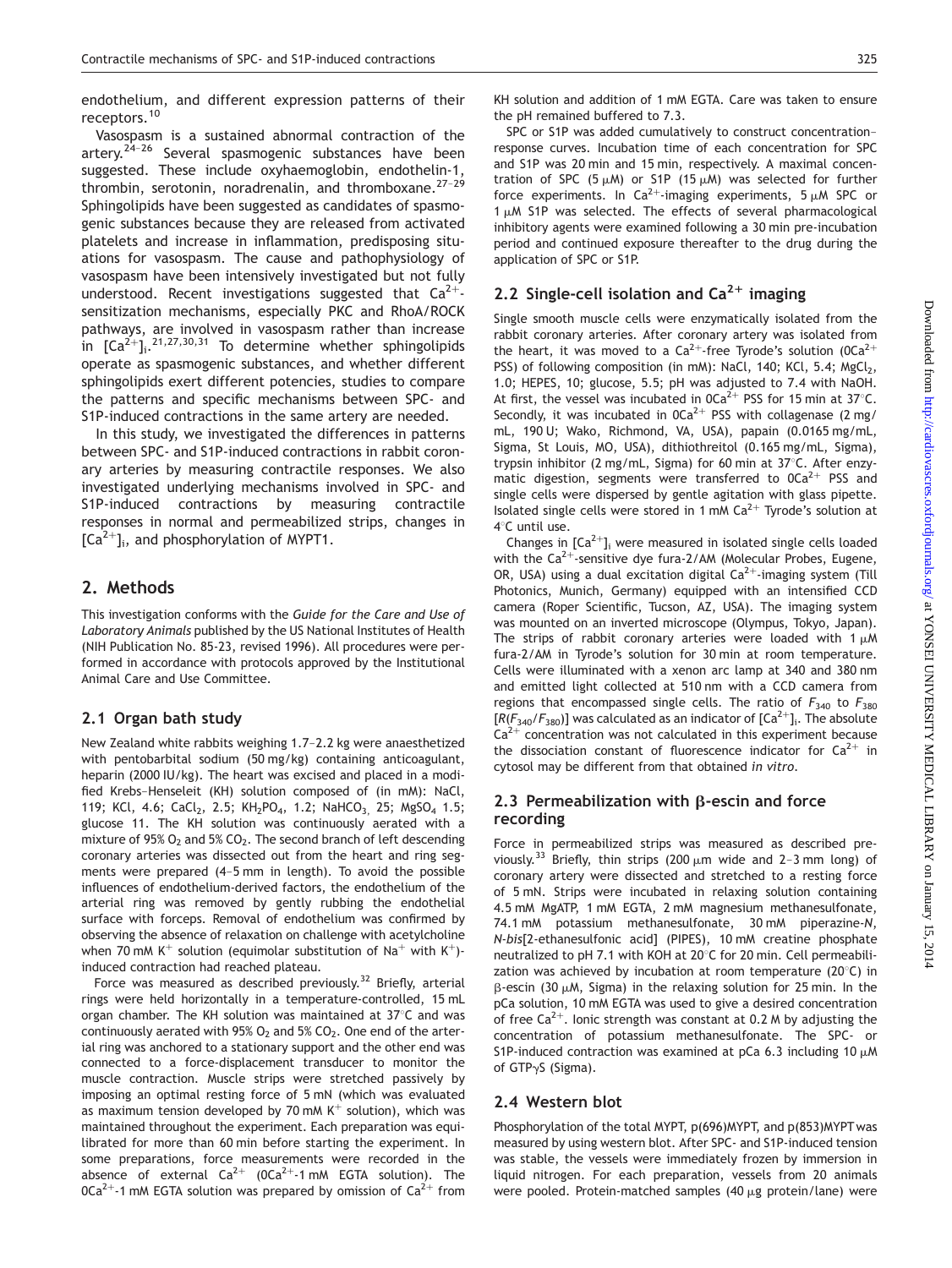endothelium, and different expression patterns of their receptors.[10]

Vasospasm is a sustained abnormal contraction of the artery.[24–26] Several spasmogenic substances have been suggested. These include oxyhaemoglobin, endothelin-1, thrombin, serotonin, noradrenalin, and thromboxane.[27–29] Sphingolipids have been suggested as candidates of spasmogenic substances because they are released from activated platelets and increase in inflammation, predisposing situations for vasospasm. The cause and pathophysiology of vasospasm have been intensively investigated but not fully understood. Recent investigations suggested that $Ca^{2+}$-sensitization mechanisms, especially PKC and RhoA/ROCK pathways, are involved in vasospasm rather than increase in $[Ca^{2+}]_i$.[21,27,30,31] To determine whether sphingolipids operate as spasmogenic substances, and whether different sphingolipids exert different potencies, studies to compare the patterns and specific mechanisms between SPC- and S1P-induced contractions in the same artery are needed.

In this study, we investigated the differences in patterns between SPC- and S1P-induced contractions in rabbit coronary arteries by measuring contractile responses. We also investigated underlying mechanisms involved in SPC- and S1P-induced contractions by measuring contractile responses in normal and permeabilized strips, changes in $[Ca^{2+}]_i$, and phosphorylation of MYPT1.

# 2. Methods

This investigation conforms with the *Guide for the Care and Use of Laboratory Animals* published by the US National Institutes of Health (NIH Publication No. 85-23, revised 1996). All procedures were performed in accordance with protocols approved by the Institutional Animal Care and Use Committee.

## 2.1 Organ bath study

New Zealand white rabbits weighing 1.7–2.2 kg were anaesthetized with pentobarbital sodium (50 mg/kg) containing anticoagulant, heparin (2000 IU/kg). The heart was excised and placed in a modified Krebs–Henseleit (KH) solution composed of (in mM): NaCl, 119; KCl, 4.6; $CaCl_2$, 2.5; $KH_2PO_4$, 1.2; $NaHCO_3$, 25; $MgSO_4$ 1.5; glucose 11. The KH solution was continuously aerated with a mixture of 95% $O_2$ and 5% $CO_2$. The second branch of left descending coronary arteries was dissected out from the heart and ring segments were prepared (4–5 mm in length). To avoid the possible influences of endothelium-derived factors, the endothelium of the arterial ring was removed by gently rubbing the endothelial surface with forceps. Removal of endothelium was confirmed by observing the absence of relaxation on challenge with acetylcholine when 70 mM $K^+$ solution (equimolar substitution of $Na^+$ with $K^+$)-induced contraction had reached plateau.

Force was measured as described previously.[32] Briefly, arterial rings were held horizontally in a temperature-controlled, 15 mL organ chamber. The KH solution was maintained at 37°C and was continuously aerated with 95% $O_2$ and 5% $CO_2$. One end of the arterial ring was anchored to a stationary support and the other end was connected to a force-displacement transducer to monitor the muscle contraction. Muscle strips were stretched passively by imposing an optimal resting force of 5 mN (which was evaluated as maximum tension developed by 70 mM $K^+$ solution), which was maintained throughout the experiment. Each preparation was equilibrated for more than 60 min before starting the experiment. In some preparations, force measurements were recorded in the absence of external $Ca^{2+}$ ($0Ca^{2+}$-1 mM EGTA solution). The $0Ca^{2+}$-1 mM EGTA solution was prepared by omission of $Ca^{2+}$ from KH solution and addition of 1 mM EGTA. Care was taken to ensure the pH remained buffered to 7.3.

SPC or S1P was added cumulatively to construct concentration–response curves. Incubation time of each concentration for SPC and S1P was 20 min and 15 min, respectively. A maximal concentration of SPC (5 μM) or S1P (15 μM) was selected for further force experiments. In $Ca^{2+}$-imaging experiments, 5 μM SPC or 1 μM S1P was selected. The effects of several pharmacological inhibitory agents were examined following a 30 min pre-incubation period and continued exposure thereafter to the drug during the application of SPC or S1P.

## 2.2 Single-cell isolation and $Ca^{2+}$ imaging

Single smooth muscle cells were enzymatically isolated from the rabbit coronary arteries. After coronary artery was isolated from the heart, it was moved to a $Ca^{2+}$-free Tyrode's solution ($0Ca^{2+}$ PSS) of following composition (in mM): NaCl, 140; KCl, 5.4; $MgCl_2$, 1.0; HEPES, 10; glucose, 5.5; pH was adjusted to 7.4 with NaOH. At first, the vessel was incubated in $0Ca^{2+}$ PSS for 15 min at 37°C. Secondly, it was incubated in $0Ca^{2+}$ PSS with collagenase (2 mg/mL, 190 U; Wako, Richmond, VA, USA), papain (0.0165 mg/mL, Sigma, St Louis, MO, USA), dithiothreitol (0.165 mg/mL, Sigma), trypsin inhibitor (2 mg/mL, Sigma) for 60 min at 37°C. After enzymatic digestion, segments were transferred to $0Ca^{2+}$ PSS and single cells were dispersed by gentle agitation with glass pipette. Isolated single cells were stored in 1 mM $Ca^{2+}$ Tyrode's solution at 4°C until use.

Changes in $[Ca^{2+}]_i$ were measured in isolated single cells loaded with the $Ca^{2+}$-sensitive dye fura-2/AM (Molecular Probes, Eugene, OR, USA) using a dual excitation digital $Ca^{2+}$-imaging system (Till Photonics, Munich, Germany) equipped with an intensified CCD camera (Roper Scientific, Tucson, AZ, USA). The imaging system was mounted on an inverted microscope (Olympus, Tokyo, Japan). The strips of rabbit coronary arteries were loaded with 1 μM fura-2/AM in Tyrode's solution for 30 min at room temperature. Cells were illuminated with a xenon arc lamp at 340 and 380 nm and emitted light collected at 510 nm with a CCD camera from regions that encompassed single cells. The ratio of $F_{340}$ to $F_{380}$ $[R(F_{340}/F_{380})]$ was calculated as an indicator of $[Ca^{2+}]_i$. The absolute $Ca^{2+}$ concentration was not calculated in this experiment because the dissociation constant of fluorescence indicator for $Ca^{2+}$ in cytosol may be different from that obtained *in vitro*.

## 2.3 Permeabilization with β-escin and force recording

Force in permeabilized strips was measured as described previously.[33] Briefly, thin strips (200 μm wide and 2–3 mm long) of coronary artery were dissected and stretched to a resting force of 5 mN. Strips were incubated in relaxing solution containing 4.5 mM MgATP, 1 mM EGTA, 2 mM magnesium methanesulfonate, 74.1 mM potassium methanesulfonate, 30 mM piperazine-*N*,*N*-*bis*[2-ethanesulfonic acid] (PIPES), 10 mM creatine phosphate neutralized to pH 7.1 with KOH at 20°C for 20 min. Cell permeabilization was achieved by incubation at room temperature (20°C) in β-escin (30 μM, Sigma) in the relaxing solution for 25 min. In the pCa solution, 10 mM EGTA was used to give a desired concentration of free $Ca^{2+}$. Ionic strength was constant at 0.2 M by adjusting the concentration of potassium methanesulfonate. The SPC- or S1P-induced contraction was examined at pCa 6.3 including 10 μM of GTPγS (Sigma).

## 2.4 Western blot

Phosphorylation of the total MYPT, p(696)MYPT, and p(853)MYPT was measured by using western blot. After SPC- and S1P-induced tension was stable, the vessels were immediately frozen by immersion in liquid nitrogen. For each preparation, vessels from 20 animals were pooled. Protein-matched samples (40 μg protein/lane) were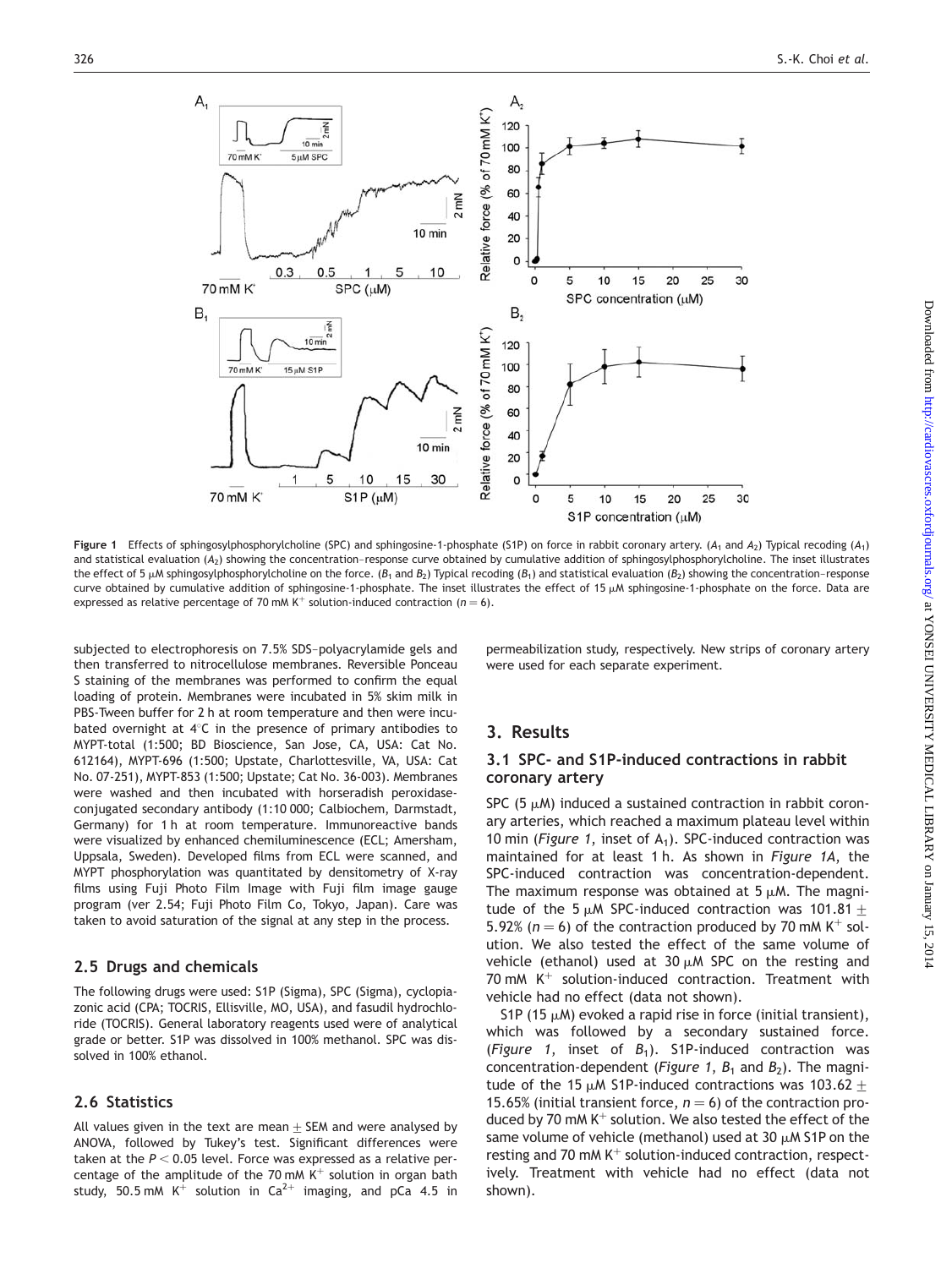Figure 1 Effects of sphingosylphosphorylcholine (SPC) and sphingosine-1-phosphate (S1P) on force in rabbit coronary artery. ($A_1$ and $A_2$) Typical recoding ($A_1$) and statistical evaluation ($A_2$) showing the concentration–response curve obtained by cumulative addition of sphingosylphosphorylcholine. The inset illustrates the effect of 5 μM sphingosylphosphorylcholine on the force. ($B_1$ and $B_2$) Typical recoding ($B_1$) and statistical evaluation ($B_2$) showing the concentration–response curve obtained by cumulative addition of sphingosine-1-phosphate. The inset illustrates the effect of 15 μM sphingosine-1-phosphate on the force. Data are expressed as relative percentage of 70 mM $K^+$ solution-induced contraction ($n = 6$).

subjected to electrophoresis on 7.5% SDS–polyacrylamide gels and then transferred to nitrocellulose membranes. Reversible Ponceau S staining of the membranes was performed to confirm the equal loading of protein. Membranes were incubated in 5% skim milk in PBS-Tween buffer for 2 h at room temperature and then were incubated overnight at 4°C in the presence of primary antibodies to MYPT-total (1:500; BD Bioscience, San Jose, CA, USA: Cat No. 612164), MYPT-696 (1:500; Upstate, Charlottesville, VA, USA: Cat No. 07-251), MYPT-853 (1:500; Upstate; Cat No. 36-003). Membranes were washed and then incubated with horseradish peroxidase-conjugated secondary antibody (1:10 000; Calbiochem, Darmstadt, Germany) for 1 h at room temperature. Immunoreactive bands were visualized by enhanced chemiluminescence (ECL; Amersham, Uppsala, Sweden). Developed films from ECL were scanned, and MYPT phosphorylation was quantitated by densitometry of X-ray films using Fuji Photo Film Image with Fuji film image gauge program (ver 2.54; Fuji Photo Film Co, Tokyo, Japan). Care was taken to avoid saturation of the signal at any step in the process.

### 2.5 Drugs and chemicals

The following drugs were used: S1P (Sigma), SPC (Sigma), cyclopiazonic acid (CPA; TOCRIS, Ellisville, MO, USA), and fasudil hydrochloride (TOCRIS). General laboratory reagents used were of analytical grade or better. S1P was dissolved in 100% methanol. SPC was dissolved in 100% ethanol.

### 2.6 Statistics

All values given in the text are mean ± SEM and were analysed by ANOVA, followed by Tukey's test. Significant differences were taken at the $P < 0.05$ level. Force was expressed as a relative percentage of the amplitude of the 70 mM $K^+$ solution in organ bath study, 50.5 mM $K^+$ solution in $Ca^{2+}$ imaging, and pCa 4.5 in permeabilization study, respectively. New strips of coronary artery were used for each separate experiment.

## 3. Results

### 3.1 SPC- and S1P-induced contractions in rabbit coronary artery

SPC (5 μM) induced a sustained contraction in rabbit coronary arteries, which reached a maximum plateau level within 10 min (*Figure 1*, inset of $A_1$). SPC-induced contraction was maintained for at least 1 h. As shown in *Figure 1A*, the SPC-induced contraction was concentration-dependent. The maximum response was obtained at 5 μM. The magnitude of the 5 μM SPC-induced contraction was 101.81 ± 5.92% ($n = 6$) of the contraction produced by 70 mM $K^+$ solution. We also tested the effect of the same volume of vehicle (ethanol) used at 30 μM SPC on the resting and 70 mM $K^+$ solution-induced contraction. Treatment with vehicle had no effect (data not shown).

S1P (15 μM) evoked a rapid rise in force (initial transient), which was followed by a secondary sustained force. (*Figure 1*, inset of $B_1$). S1P-induced contraction was concentration-dependent (*Figure 1*, $B_1$ and $B_2$). The magnitude of the 15 μM S1P-induced contractions was 103.62 ± 15.65% (initial transient force, $n = 6$) of the contraction produced by 70 mM $K^+$ solution. We also tested the effect of the same volume of vehicle (methanol) used at 30 μM S1P on the resting and 70 mM $K^+$ solution-induced contraction, respectively. Treatment with vehicle had no effect (data not shown).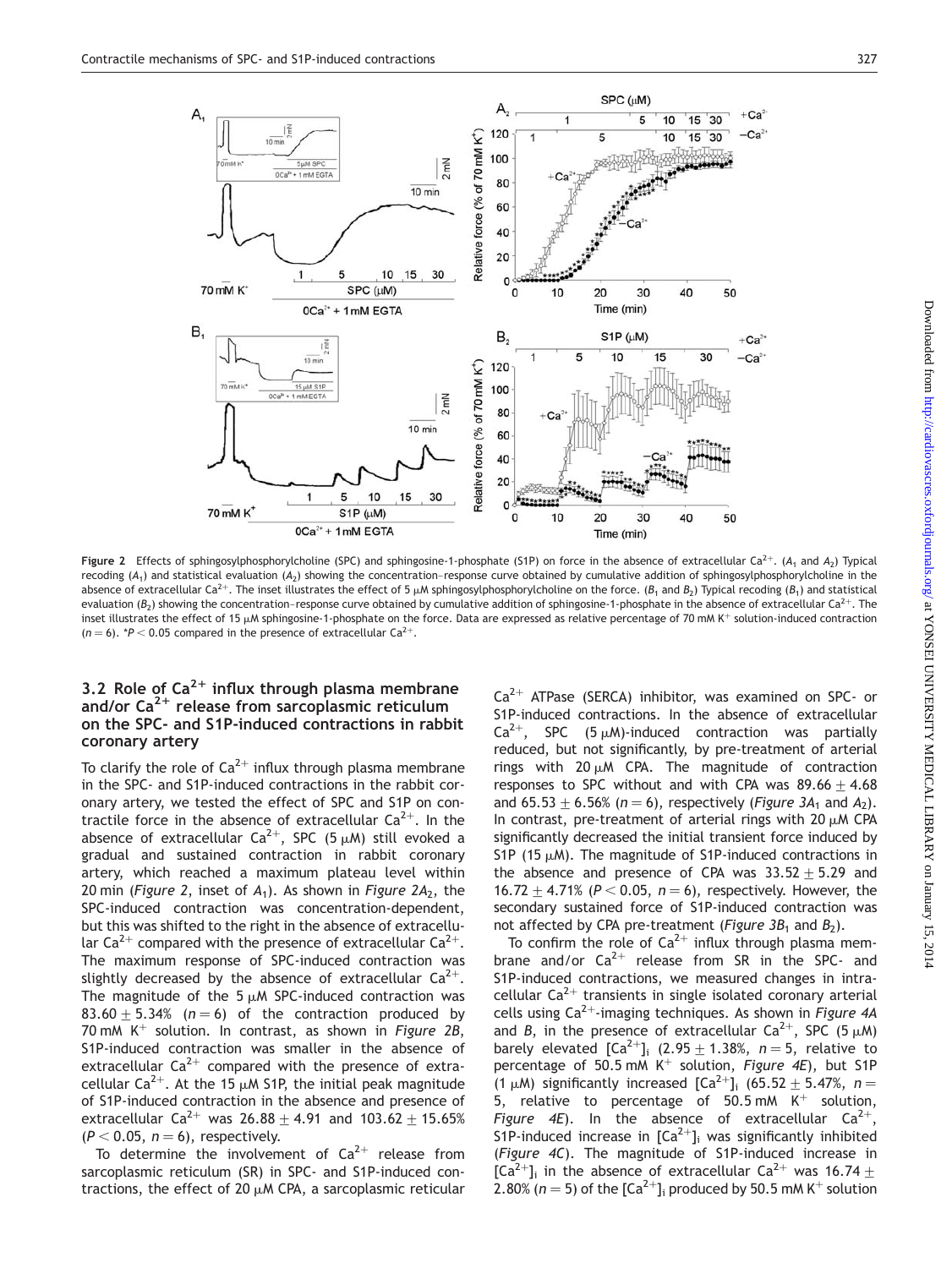Figure 2 Effects of sphingosylphosphorylcholine (SPC) and sphingosine-1-phosphate (S1P) on force in the absence of extracellular $Ca^{2+}$. ($A_1$ and $A_2$) Typical recoding ($A_1$) and statistical evaluation ($A_2$) showing the concentration–response curve obtained by cumulative addition of sphingosylphosphorylcholine in the absence of extracellular $Ca^{2+}$. The inset illustrates the effect of 5 μM sphingosylphosphorylcholine on the force. ($B_1$ and $B_2$) Typical recoding ($B_1$) and statistical evaluation ($B_2$) showing the concentration–response curve obtained by cumulative addition of sphingosine-1-phosphate in the absence of extracellular $Ca^{2+}$. The inset illustrates the effect of 15 μM sphingosine-1-phosphate on the force. Data are expressed as relative percentage of 70 mM $K^+$ solution-induced contraction ($n = 6$). \*$P < 0.05$ compared in the presence of extracellular $Ca^{2+}$.

### 3.2 Role of $Ca^{2+}$ influx through plasma membrane and/or $Ca^{2+}$ release from sarcoplasmic reticulum on the SPC- and S1P-induced contractions in rabbit coronary artery

To clarify the role of $Ca^{2+}$ influx through plasma membrane in the SPC- and S1P-induced contractions in the rabbit coronary artery, we tested the effect of SPC and S1P on contractile force in the absence of extracellular $Ca^{2+}$. In the absence of extracellular $Ca^{2+}$, SPC (5 μM) still evoked a gradual and sustained contraction in rabbit coronary artery, which reached a maximum plateau level within 20 min (*Figure 2*, inset of $A_1$). As shown in *Figure 2A*$_2$, the SPC-induced contraction was concentration-dependent, but this was shifted to the right in the absence of extracellular $Ca^{2+}$ compared with the presence of extracellular $Ca^{2+}$. The maximum response of SPC-induced contraction was slightly decreased by the absence of extracellular $Ca^{2+}$. The magnitude of the 5 μM SPC-induced contraction was 83.60 ± 5.34% ($n = 6$) of the contraction produced by 70 mM $K^+$ solution. In contrast, as shown in *Figure 2B*, S1P-induced contraction was smaller in the absence of extracellular $Ca^{2+}$ compared with the presence of extracellular $Ca^{2+}$. At the 15 μM S1P, the initial peak magnitude of S1P-induced contraction in the absence and presence of extracellular $Ca^{2+}$ was 26.88 ± 4.91 and 103.62 ± 15.65% ($P < 0.05$, $n = 6$), respectively.

To determine the involvement of $Ca^{2+}$ release from sarcoplasmic reticulum (SR) in SPC- and S1P-induced contractions, the effect of 20 μM CPA, a sarcoplasmic reticular $Ca^{2+}$ ATPase (SERCA) inhibitor, was examined on SPC- or S1P-induced contractions. In the absence of extracellular $Ca^{2+}$, SPC (5 μM)-induced contraction was partially reduced, but not significantly, by pre-treatment of arterial rings with 20 μM CPA. The magnitude of contraction responses to SPC without and with CPA was 89.66 ± 4.68 and 65.53 ± 6.56% ($n = 6$), respectively (*Figure 3A*$_1$ and $A_2$). In contrast, pre-treatment of arterial rings with 20 μM CPA significantly decreased the initial transient force induced by S1P (15 μM). The magnitude of S1P-induced contractions in the absence and presence of CPA was 33.52 ± 5.29 and 16.72 ± 4.71% ($P < 0.05$, $n = 6$), respectively. However, the secondary sustained force of S1P-induced contraction was not affected by CPA pre-treatment (*Figure 3B*$_1$ and $B_2$).

To confirm the role of $Ca^{2+}$ influx through plasma membrane and/or $Ca^{2+}$ release from SR in the SPC- and S1P-induced contractions, we measured changes in intracellular $Ca^{2+}$ transients in single isolated coronary arterial cells using $Ca^{2+}$-imaging techniques. As shown in *Figure 4A* and *B*, in the presence of extracellular $Ca^{2+}$, SPC (5 μM) barely elevated $[Ca^{2+}]_i$ (2.95 ± 1.38%, $n = 5$, relative to percentage of 50.5 mM $K^+$ solution, *Figure 4E*), but S1P (1 μM) significantly increased $[Ca^{2+}]_i$ (65.52 ± 5.47%, $n = 5$, relative to percentage of 50.5 mM $K^+$ solution, *Figure 4E*). In the absence of extracellular $Ca^{2+}$, S1P-induced increase in $[Ca^{2+}]_i$ was significantly inhibited (*Figure 4C*). The magnitude of S1P-induced increase in $[Ca^{2+}]_i$ in the absence of extracellular $Ca^{2+}$ was 16.74 ± 2.80% ($n = 5$) of the $[Ca^{2+}]_i$ produced by 50.5 mM $K^+$ solution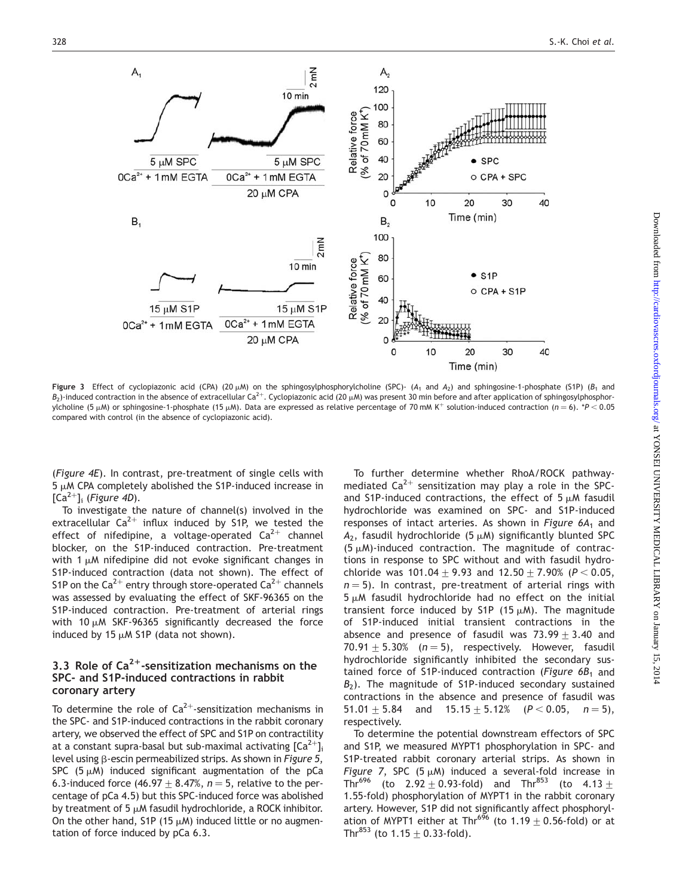Figure 3 Effect of cyclopiazonic acid (CPA) (20 μM) on the sphingosylphosphorylcholine (SPC)- ($A_1$ and $A_2$) and sphingosine-1-phosphate (S1P) ($B_1$ and $B_2$)-induced contraction in the absence of extracellular $Ca^{2+}$. Cyclopiazonic acid (20 μM) was present 30 min before and after application of sphingosylphosphorylcholine (5 μM) or sphingosine-1-phosphate (15 μM). Data are expressed as relative percentage of 70 mM $K^+$ solution-induced contraction ($n = 6$). *$P < 0.05$ compared with control (in the absence of cyclopiazonic acid).

(*Figure 4E*). In contrast, pre-treatment of single cells with 5 μM CPA completely abolished the S1P-induced increase in $[Ca^{2+}]_i$ (*Figure 4D*).

To investigate the nature of channel(s) involved in the extracellular $Ca^{2+}$ influx induced by S1P, we tested the effect of nifedipine, a voltage-operated $Ca^{2+}$ channel blocker, on the S1P-induced contraction. Pre-treatment with 1 μM nifedipine did not evoke significant changes in S1P-induced contraction (data not shown). The effect of S1P on the $Ca^{2+}$ entry through store-operated $Ca^{2+}$ channels was assessed by evaluating the effect of SKF-96365 on the S1P-induced contraction. Pre-treatment of arterial rings with 10 μM SKF-96365 significantly decreased the force induced by 15 μM S1P (data not shown).

### 3.3 Role of $Ca^{2+}$-sensitization mechanisms on the SPC- and S1P-induced contractions in rabbit coronary artery

To determine the role of $Ca^{2+}$-sensitization mechanisms in the SPC- and S1P-induced contractions in the rabbit coronary artery, we observed the effect of SPC and S1P on contractility at a constant supra-basal but sub-maximal activating $[Ca^{2+}]_i$ level using β-escin permeabilized strips. As shown in *Figure 5*, SPC (5 μM) induced significant augmentation of the pCa 6.3-induced force (46.97 ± 8.47%, $n = 5$, relative to the percentage of pCa 4.5) but this SPC-induced force was abolished by treatment of 5 μM fasudil hydrochloride, a ROCK inhibitor. On the other hand, S1P (15 μM) induced little or no augmentation of force induced by pCa 6.3.

To further determine whether RhoA/ROCK pathway-mediated $Ca^{2+}$ sensitization may play a role in the SPC- and S1P-induced contractions, the effect of 5 μM fasudil hydrochloride was examined on SPC- and S1P-induced responses of intact arteries. As shown in *Figure 6A*$_1$ and $A_2$, fasudil hydrochloride (5 μM) significantly blunted SPC (5 μM)-induced contraction. The magnitude of contractions in response to SPC without and with fasudil hydrochloride was 101.04 ± 9.93 and 12.50 ± 7.90% ($P < 0.05$, $n = 5$). In contrast, pre-treatment of arterial rings with 5 μM fasudil hydrochloride had no effect on the initial transient force induced by S1P (15 μM). The magnitude of S1P-induced initial transient contractions in the absence and presence of fasudil was 73.99 ± 3.40 and 70.91 ± 5.30% ($n = 5$), respectively. However, fasudil hydrochloride significantly inhibited the secondary sustained force of S1P-induced contraction (*Figure 6B*$_1$ and $B_2$). The magnitude of S1P-induced secondary sustained contractions in the absence and presence of fasudil was 51.01 ± 5.84 and 15.15 ± 5.12% ($P < 0.05$, $n = 5$), respectively.

To determine the potential downstream effectors of SPC and S1P, we measured MYPT1 phosphorylation in SPC- and S1P-treated rabbit coronary arterial strips. As shown in *Figure 7*, SPC (5 μM) induced a several-fold increase in $Thr^{696}$ (to 2.92 ± 0.93-fold) and $Thr^{853}$ (to 4.13 ± 1.55-fold) phosphorylation of MYPT1 in the rabbit coronary artery. However, S1P did not significantly affect phosphorylation of MYPT1 either at $Thr^{696}$ (to 1.19 ± 0.56-fold) or at $Thr^{853}$ (to 1.15 ± 0.33-fold).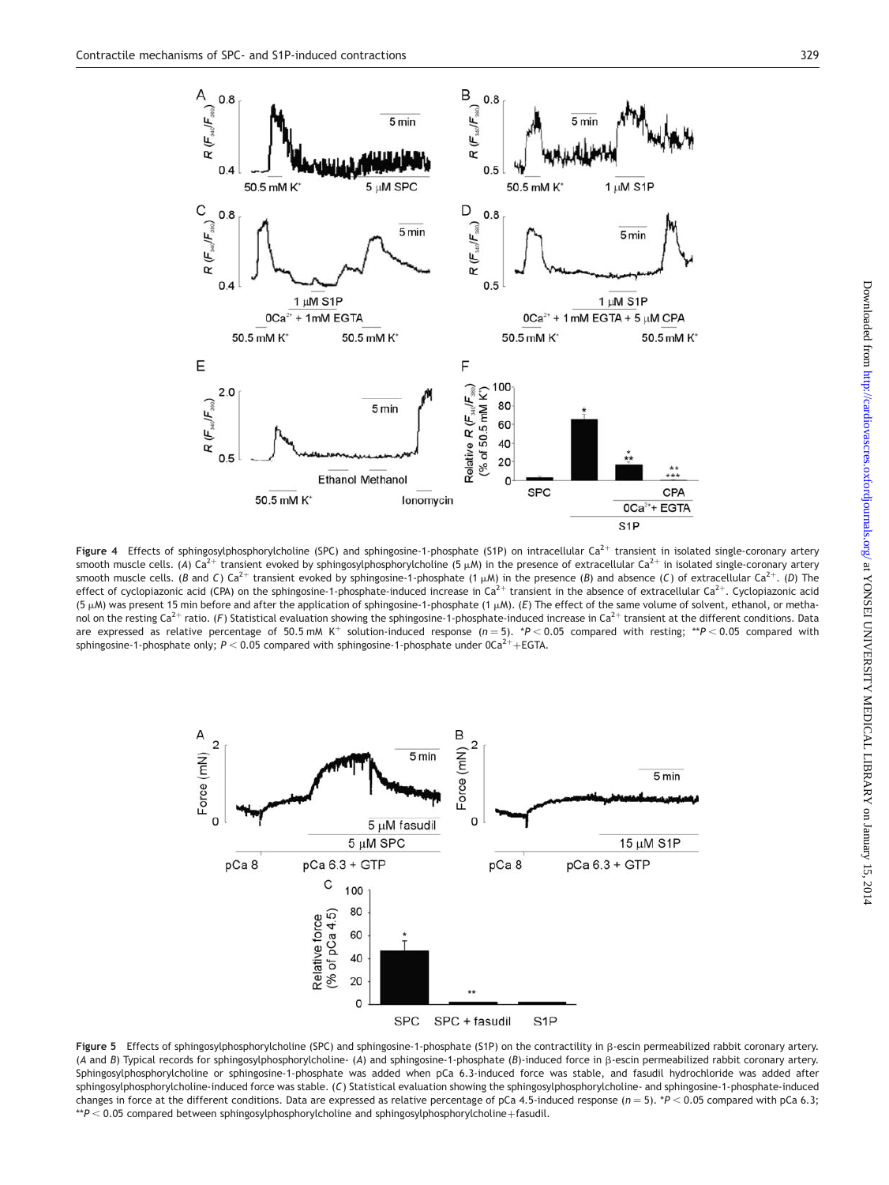**Figure 4** Effects of sphingosylphosphorylcholine (SPC) and sphingosine-1-phosphate (S1P) on intracellular $Ca^{2+}$ transient in isolated single-coronary artery smooth muscle cells. (*A*) $Ca^{2+}$ transient evoked by sphingosylphosphorylcholine (5 μM) in the presence of extracellular $Ca^{2+}$ in isolated single-coronary artery smooth muscle cells. (*B* and *C*) $Ca^{2+}$ transient evoked by sphingosine-1-phosphate (1 μM) in the presence (*B*) and absence (*C*) of extracellular $Ca^{2+}$. (*D*) The effect of cyclopiazonic acid (CPA) on the sphingosine-1-phosphate-induced increase in $Ca^{2+}$ transient in the absence of extracellular $Ca^{2+}$. Cyclopiazonic acid (5 μM) was present 15 min before and after the application of sphingosine-1-phosphate (1 μM). (*E*) The effect of the same volume of solvent, ethanol, or methanol on the resting $Ca^{2+}$ ratio. (*F*) Statistical evaluation showing the sphingosine-1-phosphate-induced increase in $Ca^{2+}$ transient at the different conditions. Data are expressed as relative percentage of 50.5 mM $K^+$ solution-induced response ($n = 5$). \*$P < 0.05$ compared with resting; \*\*$P < 0.05$ compared with sphingosine-1-phosphate only; $P < 0.05$ compared with sphingosine-1-phosphate under $0Ca^{2+}$+EGTA.

**Figure 5** Effects of sphingosylphosphorylcholine (SPC) and sphingosine-1-phosphate (S1P) on the contractility in β-escin permeabilized rabbit coronary artery. (*A* and *B*) Typical records for sphingosylphosphorylcholine- (*A*) and sphingosine-1-phosphate (*B*)-induced force in β-escin permeabilized rabbit coronary artery. Sphingosylphosphorylcholine or sphingosine-1-phosphate was added when pCa 6.3-induced force was stable, and fasudil hydrochloride was added after sphingosylphosphorylcholine-induced force was stable. (*C*) Statistical evaluation showing the sphingosylphosphorylcholine- and sphingosine-1-phosphate-induced changes in force at the different conditions. Data are expressed as relative percentage of pCa 4.5-induced response ($n = 5$). \*$P < 0.05$ compared with pCa 6.3; \*\*$P < 0.05$ compared between sphingosylphosphorylcholine and sphingosylphosphorylcholine+fasudil.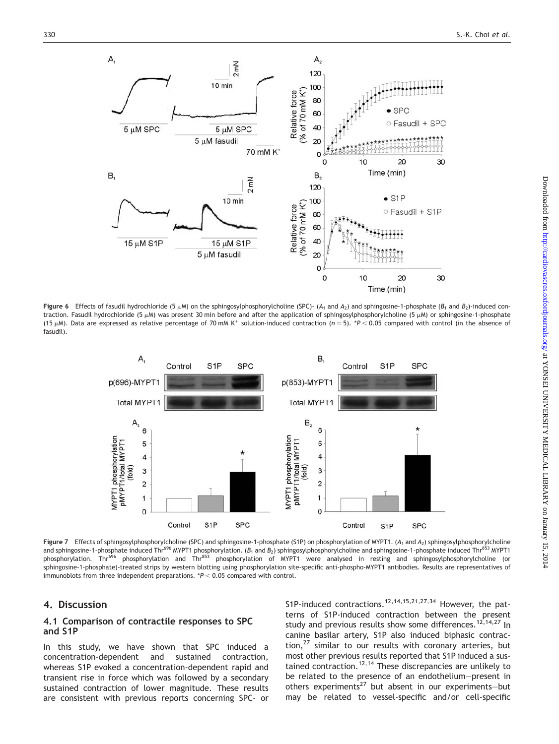**Figure 6** Effects of fasudil hydrochloride (5 μM) on the sphingosylphosphorylcholine (SPC)- ($A_1$ and $A_2$) and sphingosine-1-phosphate ($B_1$ and $B_2$)-induced contraction. Fasudil hydrochloride (5 μM) was present 30 min before and after the application of sphingosylphosphorylcholine (5 μM) or sphingosine-1-phosphate (15 μM). Data are expressed as relative percentage of 70 mM $K^+$ solution-induced contraction ($n = 5$). *$P < 0.05$ compared with control (in the absence of fasudil).

**Figure 7** Effects of sphingosylphosphorylcholine (SPC) and sphingosine-1-phosphate (S1P) on phosphorylation of MYPT1. ($A_1$ and $A_2$) sphingosylphosphorylcholine and sphingosine-1-phosphate induced $Thr^{696}$ MYPT1 phosphorylation. ($B_1$ and $B_2$) sphingosylphosphorylcholine and sphingosine-1-phosphate induced $Thr^{853}$ MYPT1 phosphorylation. $Thr^{696}$ phosphorylation and $Thr^{853}$ phosphorylation of MYPT1 were analysed in resting and sphingosylphosphorylcholine (or sphingosine-1-phosphate)-treated strips by western blotting using phosphorylation site-specific anti-phospho-MYPT1 antibodies. Results are representatives of immunoblots from three independent preparations. *$P < 0.05$ compared with control.

## 4. Discussion

### 4.1 Comparison of contractile responses to SPC and S1P

In this study, we have shown that SPC induced a concentration-dependent and sustained contraction, whereas S1P evoked a concentration-dependent rapid and transient rise in force which was followed by a secondary sustained contraction of lower magnitude. These results are consistent with previous reports concerning SPC- or S1P-induced contractions.[12,14,15,21,27,34] However, the patterns of S1P-induced contraction between the present study and previous results show some differences.[12,14,27] In canine basilar artery, S1P also induced biphasic contraction,[27] similar to our results with coronary arteries, but most other previous results reported that S1P induced a sustained contraction.[12,14] These discrepancies are unlikely to be related to the presence of an endothelium—present in others experiments[27] but absent in our experiments—but may be related to vessel-specific and/or cell-specific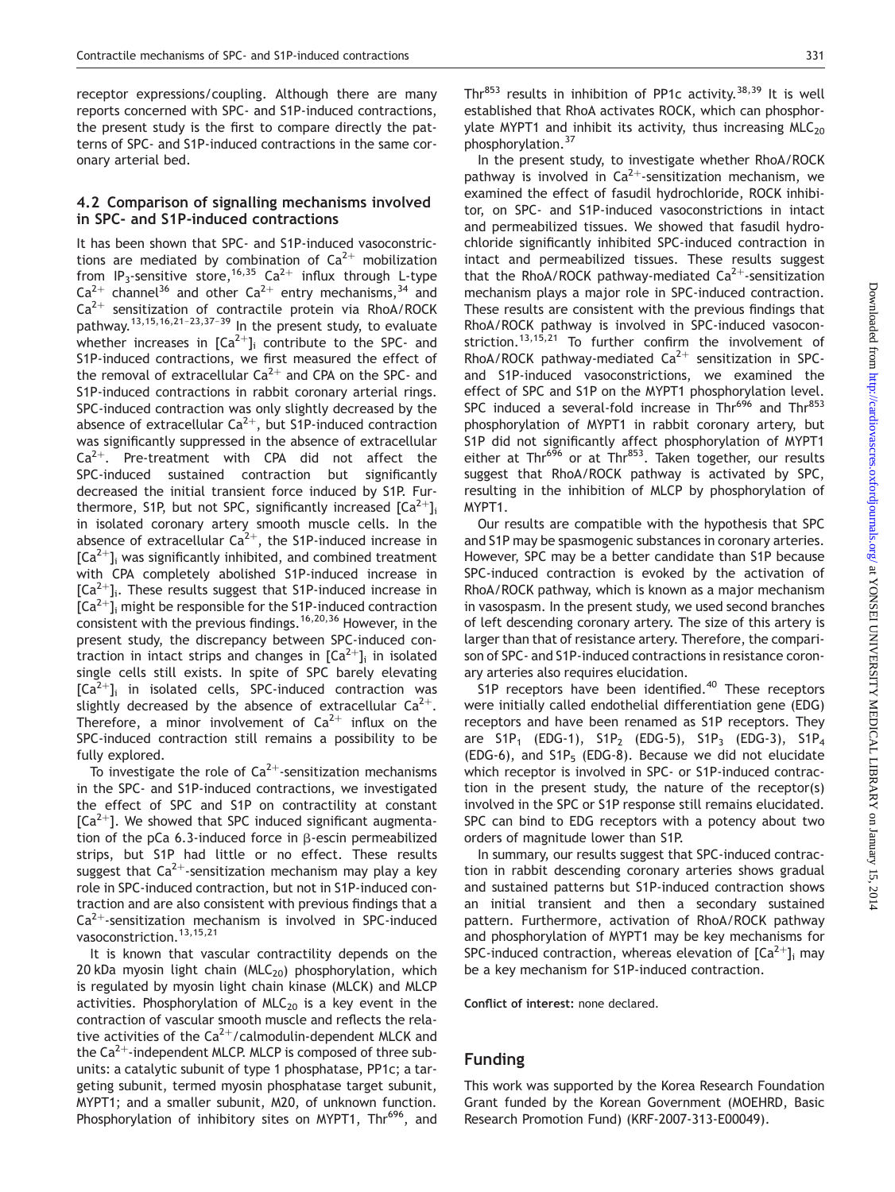receptor expressions/coupling. Although there are many reports concerned with SPC- and S1P-induced contractions, the present study is the first to compare directly the patterns of SPC- and S1P-induced contractions in the same coronary arterial bed.

## 4.2 Comparison of signalling mechanisms involved in SPC- and S1P-induced contractions

It has been shown that SPC- and S1P-induced vasoconstrictions are mediated by combination of $Ca^{2+}$ mobilization from $IP_3$-sensitive store,[16,35] $Ca^{2+}$ influx through L-type $Ca^{2+}$ channel[36] and other $Ca^{2+}$ entry mechanisms,[34] and $Ca^{2+}$ sensitization of contractile protein via RhoA/ROCK pathway.[13,15,16,21–23,37–39] In the present study, to evaluate whether increases in $[Ca^{2+}]_i$ contribute to the SPC- and S1P-induced contractions, we first measured the effect of the removal of extracellular $Ca^{2+}$ and CPA on the SPC- and S1P-induced contractions in rabbit coronary arterial rings. SPC-induced contraction was only slightly decreased by the absence of extracellular $Ca^{2+}$, but S1P-induced contraction was significantly suppressed in the absence of extracellular $Ca^{2+}$. Pre-treatment with CPA did not affect the SPC-induced sustained contraction but significantly decreased the initial transient force induced by S1P. Furthermore, S1P, but not SPC, significantly increased $[Ca^{2+}]_i$ in isolated coronary artery smooth muscle cells. In the absence of extracellular $Ca^{2+}$, the S1P-induced increase in $[Ca^{2+}]_i$ was significantly inhibited, and combined treatment with CPA completely abolished S1P-induced increase in $[Ca^{2+}]_i$. These results suggest that S1P-induced increase in $[Ca^{2+}]_i$ might be responsible for the S1P-induced contraction consistent with the previous findings.[16,20,36] However, in the present study, the discrepancy between SPC-induced contraction in intact strips and changes in $[Ca^{2+}]_i$ in isolated single cells still exists. In spite of SPC barely elevating $[Ca^{2+}]_i$ in isolated cells, SPC-induced contraction was slightly decreased by the absence of extracellular $Ca^{2+}$. Therefore, a minor involvement of $Ca^{2+}$ influx on the SPC-induced contraction still remains a possibility to be fully explored.

To investigate the role of $Ca^{2+}$-sensitization mechanisms in the SPC- and S1P-induced contractions, we investigated the effect of SPC and S1P on contractility at constant $[Ca^{2+}]$. We showed that SPC induced significant augmentation of the pCa 6.3-induced force in β-escin permeabilized strips, but S1P had little or no effect. These results suggest that $Ca^{2+}$-sensitization mechanism may play a key role in SPC-induced contraction, but not in S1P-induced contraction and are also consistent with previous findings that a $Ca^{2+}$-sensitization mechanism is involved in SPC-induced vasoconstriction.[13,15,21]

It is known that vascular contractility depends on the 20 kDa myosin light chain ($MLC_{20}$) phosphorylation, which is regulated by myosin light chain kinase (MLCK) and MLCP activities. Phosphorylation of $MLC_{20}$ is a key event in the contraction of vascular smooth muscle and reflects the relative activities of the $Ca^{2+}$/calmodulin-dependent MLCK and the $Ca^{2+}$-independent MLCP. MLCP is composed of three subunits: a catalytic subunit of type 1 phosphatase, PP1c; a targeting subunit, termed myosin phosphatase target subunit, MYPT1; and a smaller subunit, M20, of unknown function. Phosphorylation of inhibitory sites on MYPT1, $Thr^{696}$, and $Thr^{853}$ results in inhibition of PP1c activity.[38,39] It is well established that RhoA activates ROCK, which can phosphorylate MYPT1 and inhibit its activity, thus increasing $MLC_{20}$ phosphorylation.[37]

In the present study, to investigate whether RhoA/ROCK pathway is involved in $Ca^{2+}$-sensitization mechanism, we examined the effect of fasudil hydrochloride, ROCK inhibitor, on SPC- and S1P-induced vasoconstrictions in intact and permeabilized tissues. We showed that fasudil hydrochloride significantly inhibited SPC-induced contraction in intact and permeabilized tissues. These results suggest that the RhoA/ROCK pathway-mediated $Ca^{2+}$-sensitization mechanism plays a major role in SPC-induced contraction. These results are consistent with the previous findings that RhoA/ROCK pathway is involved in SPC-induced vasoconstriction.[13,15,21] To further confirm the involvement of RhoA/ROCK pathway-mediated $Ca^{2+}$ sensitization in SPC- and S1P-induced vasoconstrictions, we examined the effect of SPC and S1P on the MYPT1 phosphorylation level. SPC induced a several-fold increase in $Thr^{696}$ and $Thr^{853}$ phosphorylation of MYPT1 in rabbit coronary artery, but S1P did not significantly affect phosphorylation of MYPT1 either at $Thr^{696}$ or at $Thr^{853}$. Taken together, our results suggest that RhoA/ROCK pathway is activated by SPC, resulting in the inhibition of MLCP by phosphorylation of MYPT1.

Our results are compatible with the hypothesis that SPC and S1P may be spasmogenic substances in coronary arteries. However, SPC may be a better candidate than S1P because SPC-induced contraction is evoked by the activation of RhoA/ROCK pathway, which is known as a major mechanism in vasospasm. In the present study, we used second branches of left descending coronary artery. The size of this artery is larger than that of resistance artery. Therefore, the comparison of SPC- and S1P-induced contractions in resistance coronary arteries also requires elucidation.

S1P receptors have been identified.[40] These receptors were initially called endothelial differentiation gene (EDG) receptors and have been renamed as S1P receptors. They are $S1P_1$ (EDG-1), $S1P_2$ (EDG-5), $S1P_3$ (EDG-3), $S1P_4$ (EDG-6), and $S1P_5$ (EDG-8). Because we did not elucidate which receptor is involved in SPC- or S1P-induced contraction in the present study, the nature of the receptor(s) involved in the SPC or S1P response still remains elucidated. SPC can bind to EDG receptors with a potency about two orders of magnitude lower than S1P.

In summary, our results suggest that SPC-induced contraction in rabbit descending coronary arteries shows gradual and sustained patterns but S1P-induced contraction shows an initial transient and then a secondary sustained pattern. Furthermore, activation of RhoA/ROCK pathway and phosphorylation of MYPT1 may be key mechanisms for SPC-induced contraction, whereas elevation of $[Ca^{2+}]_i$ may be a key mechanism for S1P-induced contraction.

**Conflict of interest:** none declared.

## Funding

This work was supported by the Korea Research Foundation Grant funded by the Korean Government (MOEHRD, Basic Research Promotion Fund) (KRF-2007-313-E00049).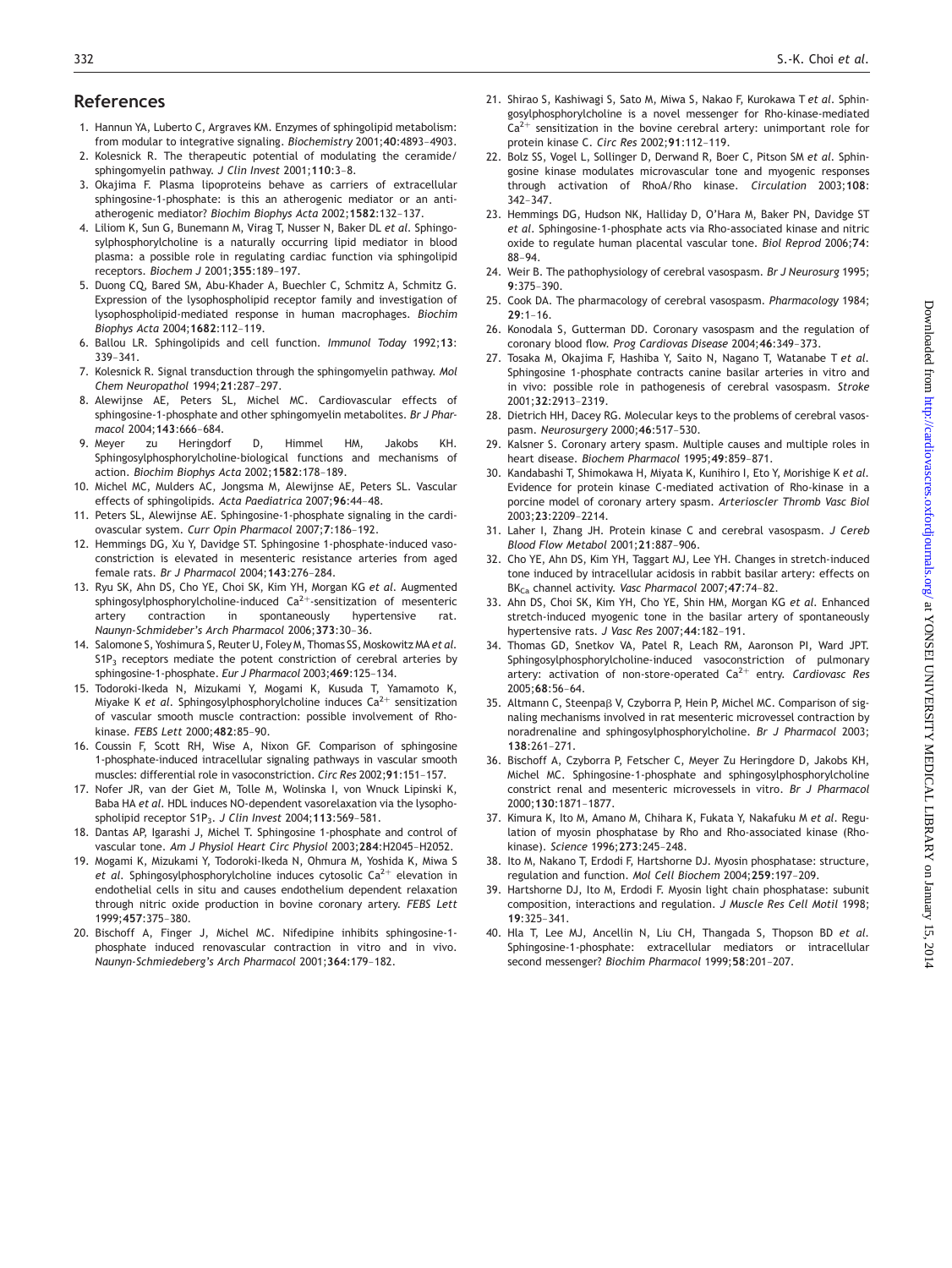## References

1. Hannun YA, Luberto C, Argraves KM. Enzymes of sphingolipid metabolism: from modular to integrative signaling. *Biochemistry* 2001;**40**:4893–4903.
2. Kolesnick R. The therapeutic potential of modulating the ceramide/sphingomyelin pathway. *J Clin Invest* 2001;**110**:3–8.
3. Okajima F. Plasma lipoproteins behave as carriers of extracellular sphingosine-1-phosphate: is this an atherogenic mediator or an anti-atherogenic mediator? *Biochim Biophys Acta* 2002;**1582**:132–137.
4. Liliom K, Sun G, Bunemann M, Virag T, Nusser N, Baker DL *et al*. Sphingosylphosphorylcholine is a naturally occurring lipid mediator in blood plasma: a possible role in regulating cardiac function via sphingolipid receptors. *Biochem J* 2001;**355**:189–197.
5. Duong CQ, Bared SM, Abu-Khader A, Buechler C, Schmitz A, Schmitz G. Expression of the lysophospholipid receptor family and investigation of lysophospholipid-mediated response in human macrophages. *Biochim Biophys Acta* 2004;**1682**:112–119.
6. Ballou LR. Sphingolipids and cell function. *Immunol Today* 1992;**13**:339–341.
7. Kolesnick R. Signal transduction through the sphingomyelin pathway. *Mol Chem Neuropathol* 1994;**21**:287–297.
8. Alewijnse AE, Peters SL, Michel MC. Cardiovascular effects of sphingosine-1-phosphate and other sphingomyelin metabolites. *Br J Pharmacol* 2004;**143**:666–684.
9. Meyer zu Heringdorf D, Himmel HM, Jakobs KH. Sphingosylphosphorylcholine-biological functions and mechanisms of action. *Biochim Biophys Acta* 2002;**1582**:178–189.
10. Michel MC, Mulders AC, Jongsma M, Alewijnse AE, Peters SL. Vascular effects of sphingolipids. *Acta Paediatrica* 2007;**96**:44–48.
11. Peters SL, Alewijnse AE. Sphingosine-1-phosphate signaling in the cardiovascular system. *Curr Opin Pharmacol* 2007;**7**:186–192.
12. Hemmings DG, Xu Y, Davidge ST. Sphingosine 1-phosphate-induced vasoconstriction is elevated in mesenteric resistance arteries from aged female rats. *Br J Pharmacol* 2004;**143**:276–284.
13. Ryu SK, Ahn DS, Cho YE, Choi SK, Kim YH, Morgan KG *et al*. Augmented sphingosylphosphorylcholine-induced $Ca^{2+}$-sensitization of mesenteric artery contraction in spontaneously hypertensive rat. *Naunyn-Schmideber's Arch Pharmacol* 2006;**373**:30–36.
14. Salomone S, Yoshimura S, Reuter U, Foley M, Thomas SS, Moskowitz MA *et al*. $S1P_3$ receptors mediate the potent constriction of cerebral arteries by sphingosine-1-phosphate. *Eur J Pharmacol* 2003;**469**:125–134.
15. Todoroki-Ikeda N, Mizukami Y, Mogami K, Kusuda T, Yamamoto K, Miyake K *et al*. Sphingosylphosphorylcholine induces $Ca^{2+}$ sensitization of vascular smooth muscle contraction: possible involvement of Rho-kinase. *FEBS Lett* 2000;**482**:85–90.
16. Coussin F, Scott RH, Wise A, Nixon GF. Comparison of sphingosine 1-phosphate-induced intracellular signaling pathways in vascular smooth muscles: differential role in vasoconstriction. *Circ Res* 2002;**91**:151–157.
17. Nofer JR, van der Giet M, Tolle M, Wolinska I, von Wnuck Lipinski K, Baba HA *et al*. HDL induces NO-dependent vasorelaxation via the lysophospholipid receptor $S1P_3$. *J Clin Invest* 2004;**113**:569–581.
18. Dantas AP, Igarashi J, Michel T. Sphingosine 1-phosphate and control of vascular tone. *Am J Physiol Heart Circ Physiol* 2003;**284**:H2045–H2052.
19. Mogami K, Mizukami Y, Todoroki-Ikeda N, Ohmura M, Yoshida K, Miwa S *et al*. Sphingosylphosphorylcholine induces cytosolic $Ca^{2+}$ elevation in endothelial cells in situ and causes endothelium dependent relaxation through nitric oxide production in bovine coronary artery. *FEBS Lett* 1999;**457**:375–380.
20. Bischoff A, Finger J, Michel MC. Nifedipine inhibits sphingosine-1-phosphate induced renovascular contraction in vitro and in vivo. *Naunyn-Schmiedeberg's Arch Pharmacol* 2001;**364**:179–182.
21. Shirao S, Kashiwagi S, Sato M, Miwa S, Nakao F, Kurokawa T *et al*. Sphingosylphosphorylcholine is a novel messenger for Rho-kinase-mediated $Ca^{2+}$ sensitization in the bovine cerebral artery: unimportant role for protein kinase C. *Circ Res* 2002;**91**:112–119.
22. Bolz SS, Vogel L, Sollinger D, Derwand R, Boer C, Pitson SM *et al*. Sphingosine kinase modulates microvascular tone and myogenic responses through activation of RhoA/Rho kinase. *Circulation* 2003;**108**:342–347.
23. Hemmings DG, Hudson NK, Halliday D, O'Hara M, Baker PN, Davidge ST *et al*. Sphingosine-1-phosphate acts via Rho-associated kinase and nitric oxide to regulate human placental vascular tone. *Biol Reprod* 2006;**74**:88–94.
24. Weir B. The pathophysiology of cerebral vasospasm. *Br J Neurosurg* 1995;**9**:375–390.
25. Cook DA. The pharmacology of cerebral vasospasm. *Pharmacology* 1984;**29**:1–16.
26. Konodala S, Gutterman DD. Coronary vasospasm and the regulation of coronary blood flow. *Prog Cardiovas Disease* 2004;**46**:349–373.
27. Tosaka M, Okajima F, Hashiba Y, Saito N, Nagano T, Watanabe T *et al*. Sphingosine 1-phosphate contracts canine basilar arteries in vitro and in vivo: possible role in pathogenesis of cerebral vasospasm. *Stroke* 2001;**32**:2913–2319.
28. Dietrich HH, Dacey RG. Molecular keys to the problems of cerebral vasospasm. *Neurosurgery* 2000;**46**:517–530.
29. Kalsner S. Coronary artery spasm. Multiple causes and multiple roles in heart disease. *Biochem Pharmacol* 1995;**49**:859–871.
30. Kandabashi T, Shimokawa H, Miyata K, Kunihiro I, Eto Y, Morishige K *et al*. Evidence for protein kinase C-mediated activation of Rho-kinase in a porcine model of coronary artery spasm. *Arterioscler Thromb Vasc Biol* 2003;**23**:2209–2214.
31. Laher I, Zhang JH. Protein kinase C and cerebral vasospasm. *J Cereb Blood Flow Metabol* 2001;**21**:887–906.
32. Cho YE, Ahn DS, Kim YH, Taggart MJ, Lee YH. Changes in stretch-induced tone induced by intracellular acidosis in rabbit basilar artery: effects on $BK_{Ca}$ channel activity. *Vasc Pharmacol* 2007;**47**:74–82.
33. Ahn DS, Choi SK, Kim YH, Cho YE, Shin HM, Morgan KG *et al*. Enhanced stretch-induced myogenic tone in the basilar artery of spontaneously hypertensive rats. *J Vasc Res* 2007;**44**:182–191.
34. Thomas GD, Snetkov VA, Patel R, Leach RM, Aaronson PI, Ward JPT. Sphingosylphosphorylcholine-induced vasoconstriction of pulmonary artery: activation of non-store-operated $Ca^{2+}$ entry. *Cardiovasc Res* 2005;**68**:56–64.
35. Altmann C, Steenpaβ V, Czyborra P, Hein P, Michel MC. Comparison of signaling mechanisms involved in rat mesenteric microvessel contraction by noradrenaline and sphingosylphosphorylcholine. *Br J Pharmacol* 2003;**138**:261–271.
36. Bischoff A, Czyborra P, Fetscher C, Meyer Zu Heringdore D, Jakobs KH, Michel MC. Sphingosine-1-phosphate and sphingosylphosphorylcholine constrict renal and mesenteric microvessels in vitro. *Br J Pharmacol* 2000;**130**:1871–1877.
37. Kimura K, Ito M, Amano M, Chihara K, Fukata Y, Nakafuku M *et al*. Regulation of myosin phosphatase by Rho and Rho-associated kinase (Rho-kinase). *Science* 1996;**273**:245–248.
38. Ito M, Nakano T, Erdodi F, Hartshorne DJ. Myosin phosphatase: structure, regulation and function. *Mol Cell Biochem* 2004;**259**:197–209.
39. Hartshorne DJ, Ito M, Erdodi F. Myosin light chain phosphatase: subunit composition, interactions and regulation. *J Muscle Res Cell Motil* 1998;**19**:325–341.
40. Hla T, Lee MJ, Ancellin N, Liu CH, Thangada S, Thopson BD *et al*. Sphingosine-1-phosphate: extracellular mediators or intracellular second messenger? *Biochim Pharmacol* 1999;**58**:201–207.